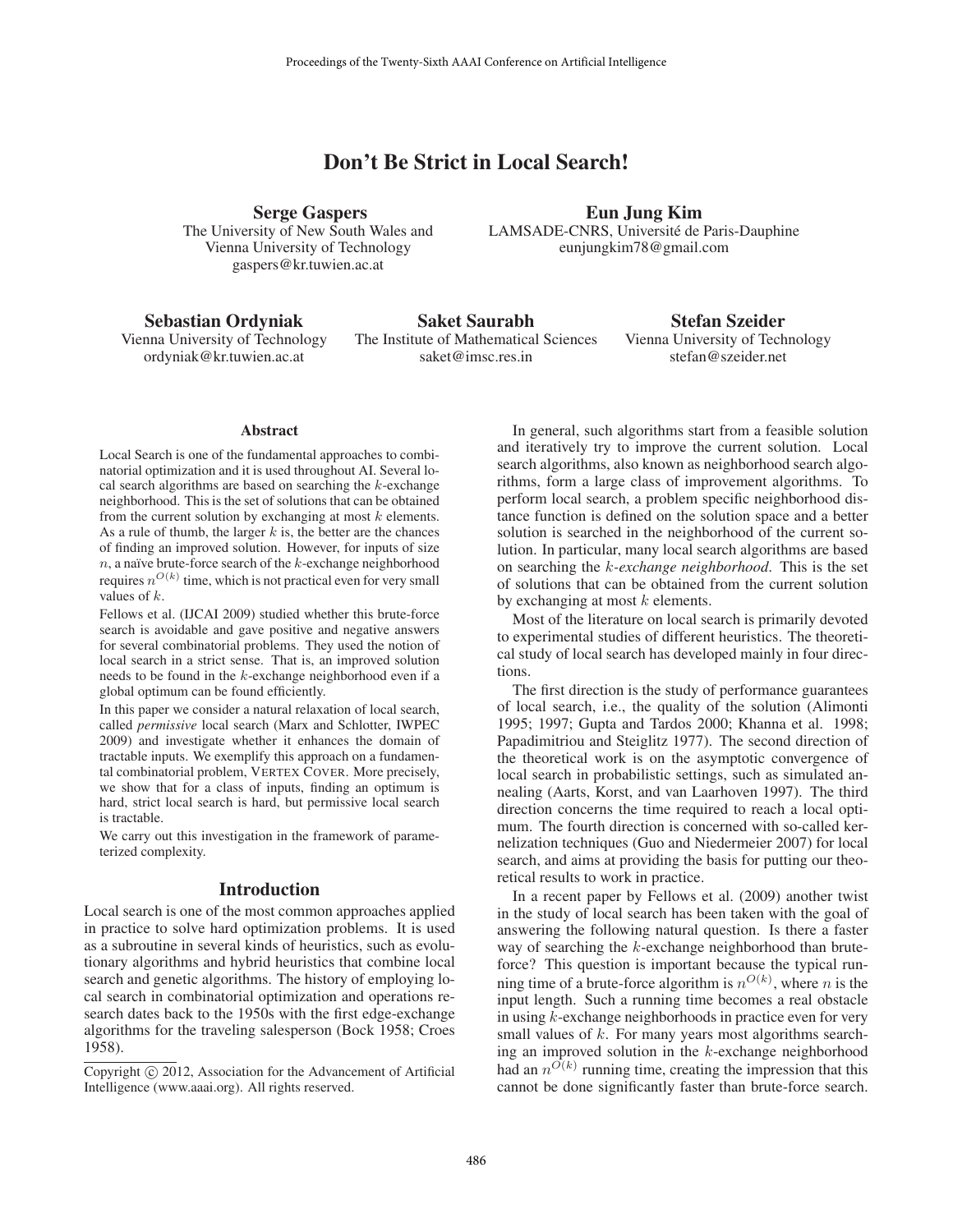# Don't Be Strict in Local Search!

**Serge Gaspers**
The University of New South Wales and
Vienna University of Technology
gaspers@kr.tuwien.ac.at

**Eun Jung Kim**
LAMSADE-CNRS, Université de Paris-Dauphine
eunjungkim78@gmail.com

**Sebastian Ordyniak**
Vienna University of Technology
ordyniak@kr.tuwien.ac.at

**Saket Saurabh**
The Institute of Mathematical Sciences
saket@imsc.res.in

**Stefan Szeider**
Vienna University of Technology
stefan@szeider.net

## Abstract

Local Search is one of the fundamental approaches to combinatorial optimization and it is used throughout AI. Several local search algorithms are based on searching the $k$-exchange neighborhood. This is the set of solutions that can be obtained from the current solution by exchanging at most $k$ elements. As a rule of thumb, the larger $k$ is, the better are the chances of finding an improved solution. However, for inputs of size $n$, a naïve brute-force search of the $k$-exchange neighborhood requires $n^{O(k)}$ time, which is not practical even for very small values of $k$.

Fellows et al. (IJCAI 2009) studied whether this brute-force search is avoidable and gave positive and negative answers for several combinatorial problems. They used the notion of local search in a strict sense. That is, an improved solution needs to be found in the $k$-exchange neighborhood even if a global optimum can be found efficiently.

In this paper we consider a natural relaxation of local search, called *permissive* local search (Marx and Schlotter, IWPEC 2009) and investigate whether it enhances the domain of tractable inputs. We exemplify this approach on a fundamental combinatorial problem, VERTEX COVER. More precisely, we show that for a class of inputs, finding an optimum is hard, strict local search is hard, but permissive local search is tractable.

We carry out this investigation in the framework of parameterized complexity.

## Introduction

Local search is one of the most common approaches applied in practice to solve hard optimization problems. It is used as a subroutine in several kinds of heuristics, such as evolutionary algorithms and hybrid heuristics that combine local search and genetic algorithms. The history of employing local search in combinatorial optimization and operations research dates back to the 1950s with the first edge-exchange algorithms for the traveling salesperson (Bock 1958; Croes 1958).

In general, such algorithms start from a feasible solution and iteratively try to improve the current solution. Local search algorithms, also known as neighborhood search algorithms, form a large class of improvement algorithms. To perform local search, a problem specific neighborhood distance function is defined on the solution space and a better solution is searched in the neighborhood of the current solution. In particular, many local search algorithms are based on searching the *$k$-exchange neighborhood*. This is the set of solutions that can be obtained from the current solution by exchanging at most $k$ elements.

Most of the literature on local search is primarily devoted to experimental studies of different heuristics. The theoretical study of local search has developed mainly in four directions.

The first direction is the study of performance guarantees of local search, i.e., the quality of the solution (Alimonti 1995; 1997; Gupta and Tardos 2000; Khanna et al. 1998; Papadimitriou and Steiglitz 1977). The second direction of the theoretical work is on the asymptotic convergence of local search in probabilistic settings, such as simulated annealing (Aarts, Korst, and van Laarhoven 1997). The third direction concerns the time required to reach a local optimum. The fourth direction is concerned with so-called kernelization techniques (Guo and Niedermeier 2007) for local search, and aims at providing the basis for putting our theoretical results to work in practice.

In a recent paper by Fellows et al. (2009) another twist in the study of local search has been taken with the goal of answering the following natural question. Is there a faster way of searching the $k$-exchange neighborhood than brute-force? This question is important because the typical running time of a brute-force algorithm is $n^{O(k)}$, where $n$ is the input length. Such a running time becomes a real obstacle in using $k$-exchange neighborhoods in practice even for very small values of $k$. For many years most algorithms searching an improved solution in the $k$-exchange neighborhood had an $n^{O(k)}$ running time, creating the impression that this cannot be done significantly faster than brute-force search.

Copyright © 2012, Association for the Advancement of Artificial Intelligence (www.aaai.org). All rights reserved.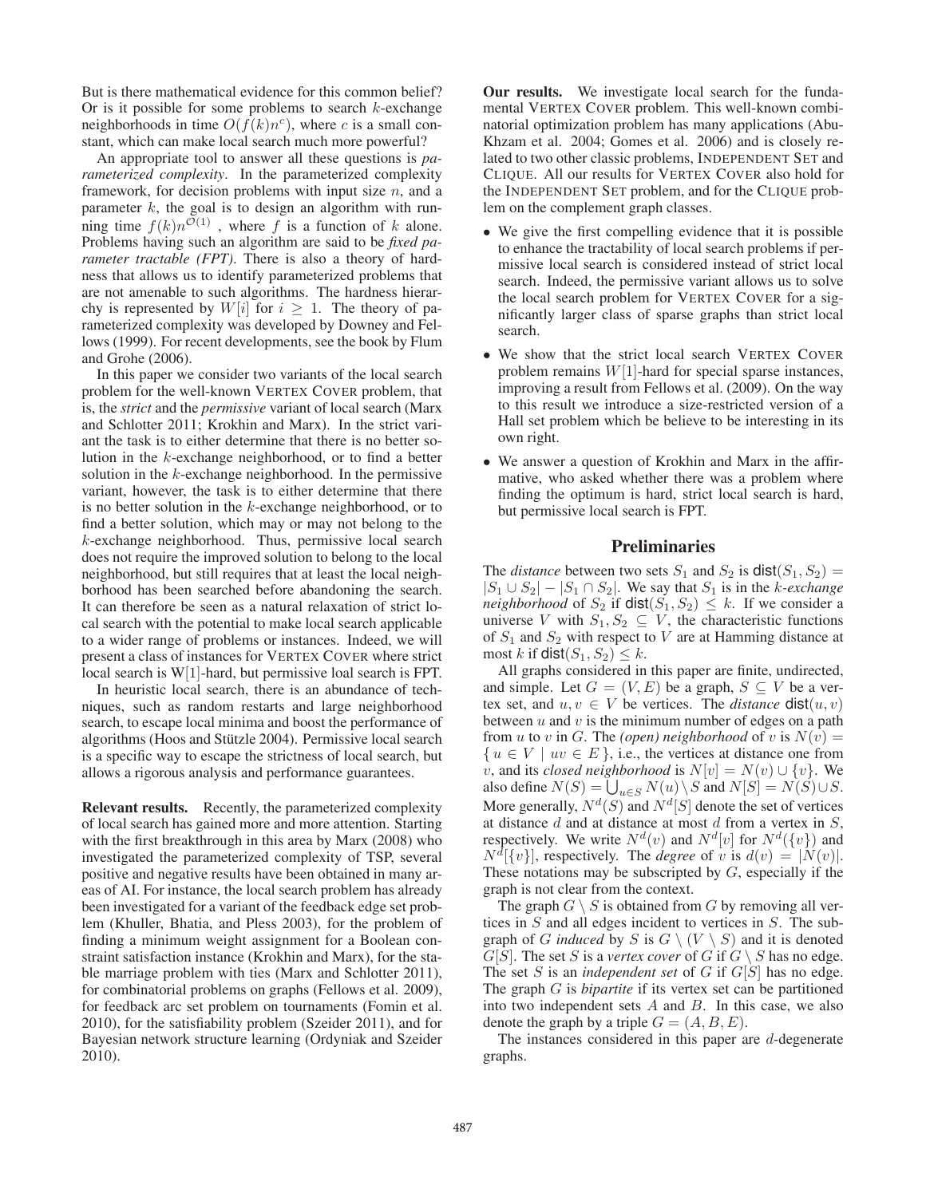But is there mathematical evidence for this common belief? Or is it possible for some problems to search $k$-exchange neighborhoods in time $O(f(k)n^c)$, where $c$ is a small constant, which can make local search much more powerful?

An appropriate tool to answer all these questions is *parameterized complexity*. In the parameterized complexity framework, for decision problems with input size $n$, and a parameter $k$, the goal is to design an algorithm with running time $f(k)n^{\mathcal{O}(1)}$ , where $f$ is a function of $k$ alone. Problems having such an algorithm are said to be *fixed parameter tractable (FPT)*. There is also a theory of hardness that allows us to identify parameterized problems that are not amenable to such algorithms. The hardness hierarchy is represented by $W[i]$ for $i \geq 1$. The theory of parameterized complexity was developed by Downey and Fellows (1999). For recent developments, see the book by Flum and Grohe (2006).

In this paper we consider two variants of the local search problem for the well-known VERTEX COVER problem, that is, the *strict* and the *permissive* variant of local search (Marx and Schlotter 2011; Krokhin and Marx). In the strict variant the task is to either determine that there is no better solution in the $k$-exchange neighborhood, or to find a better solution in the $k$-exchange neighborhood. In the permissive variant, however, the task is to either determine that there is no better solution in the $k$-exchange neighborhood, or to find a better solution, which may or may not belong to the $k$-exchange neighborhood. Thus, permissive local search does not require the improved solution to belong to the local neighborhood, but still requires that at least the local neighborhood has been searched before abandoning the search. It can therefore be seen as a natural relaxation of strict local search with the potential to make local search applicable to a wider range of problems or instances. Indeed, we will present a class of instances for VERTEX COVER where strict local search is W[1]-hard, but permissive loal search is FPT.

In heuristic local search, there is an abundance of techniques, such as random restarts and large neighborhood search, to escape local minima and boost the performance of algorithms (Hoos and Stützle 2004). Permissive local search is a specific way to escape the strictness of local search, but allows a rigorous analysis and performance guarantees.

**Relevant results.** Recently, the parameterized complexity of local search has gained more and more attention. Starting with the first breakthrough in this area by Marx (2008) who investigated the parameterized complexity of TSP, several positive and negative results have been obtained in many areas of AI. For instance, the local search problem has already been investigated for a variant of the feedback edge set problem (Khuller, Bhatia, and Pless 2003), for the problem of finding a minimum weight assignment for a Boolean constraint satisfaction instance (Krokhin and Marx), for the stable marriage problem with ties (Marx and Schlotter 2011), for combinatorial problems on graphs (Fellows et al. 2009), for feedback arc set problem on tournaments (Fomin et al. 2010), for the satisfiability problem (Szeider 2011), and for Bayesian network structure learning (Ordyniak and Szeider 2010).

**Our results.** We investigate local search for the fundamental VERTEX COVER problem. This well-known combinatorial optimization problem has many applications (Abu-Khzam et al. 2004; Gomes et al. 2006) and is closely related to two other classic problems, INDEPENDENT SET and CLIQUE. All our results for VERTEX COVER also hold for the INDEPENDENT SET problem, and for the CLIQUE problem on the complement graph classes.

- We give the first compelling evidence that it is possible to enhance the tractability of local search problems if permissive local search is considered instead of strict local search. Indeed, the permissive variant allows us to solve the local search problem for VERTEX COVER for a significantly larger class of sparse graphs than strict local search.
- We show that the strict local search VERTEX COVER problem remains $W[1]$-hard for special sparse instances, improving a result from Fellows et al. (2009). On the way to this result we introduce a size-restricted version of a Hall set problem which be believe to be interesting in its own right.
- We answer a question of Krokhin and Marx in the affirmative, who asked whether there was a problem where finding the optimum is hard, strict local search is hard, but permissive local search is FPT.

## Preliminaries

The *distance* between two sets $S_1$ and $S_2$ is $\mathsf{dist}(S_1, S_2) = |S_1 \cup S_2| - |S_1 \cap S_2|$. We say that $S_1$ is in the *$k$-exchange neighborhood* of $S_2$ if $\mathsf{dist}(S_1, S_2) \leq k$. If we consider a universe $V$ with $S_1, S_2 \subseteq V$, the characteristic functions of $S_1$ and $S_2$ with respect to $V$ are at Hamming distance at most $k$ if $\mathsf{dist}(S_1, S_2) \leq k$.

All graphs considered in this paper are finite, undirected, and simple. Let $G = (V, E)$ be a graph, $S \subseteq V$ be a vertex set, and $u, v \in V$ be vertices. The *distance* $\mathsf{dist}(u, v)$ between $u$ and $v$ is the minimum number of edges on a path from $u$ to $v$ in $G$. The *(open) neighborhood* of $v$ is $N(v) = \{ u \in V \mid uv \in E \}$, i.e., the vertices at distance one from $v$, and its *closed neighborhood* is $N[v] = N(v) \cup \{v\}$. We also define $N(S) = \bigcup_{u \in S} N(u) \setminus S$ and $N[S] = N(S) \cup S$. More generally, $N^d(S)$ and $N^d[S]$ denote the set of vertices at distance $d$ and at distance at most $d$ from a vertex in $S$, respectively. We write $N^d(v)$ and $N^d[v]$ for $N^d(\{v\})$ and $N^d[\{v\}]$, respectively. The *degree* of $v$ is $d(v) = |N(v)|$. These notations may be subscripted by $G$, especially if the graph is not clear from the context.

The graph $G \setminus S$ is obtained from $G$ by removing all vertices in $S$ and all edges incident to vertices in $S$. The subgraph of $G$ *induced* by $S$ is $G \setminus (V \setminus S)$ and it is denoted $G[S]$. The set $S$ is a *vertex cover* of $G$ if $G \setminus S$ has no edge. The set $S$ is an *independent set* of $G$ if $G[S]$ has no edge. The graph $G$ is *bipartite* if its vertex set can be partitioned into two independent sets $A$ and $B$. In this case, we also denote the graph by a triple $G = (A, B, E)$.

The instances considered in this paper are $d$-degenerate graphs.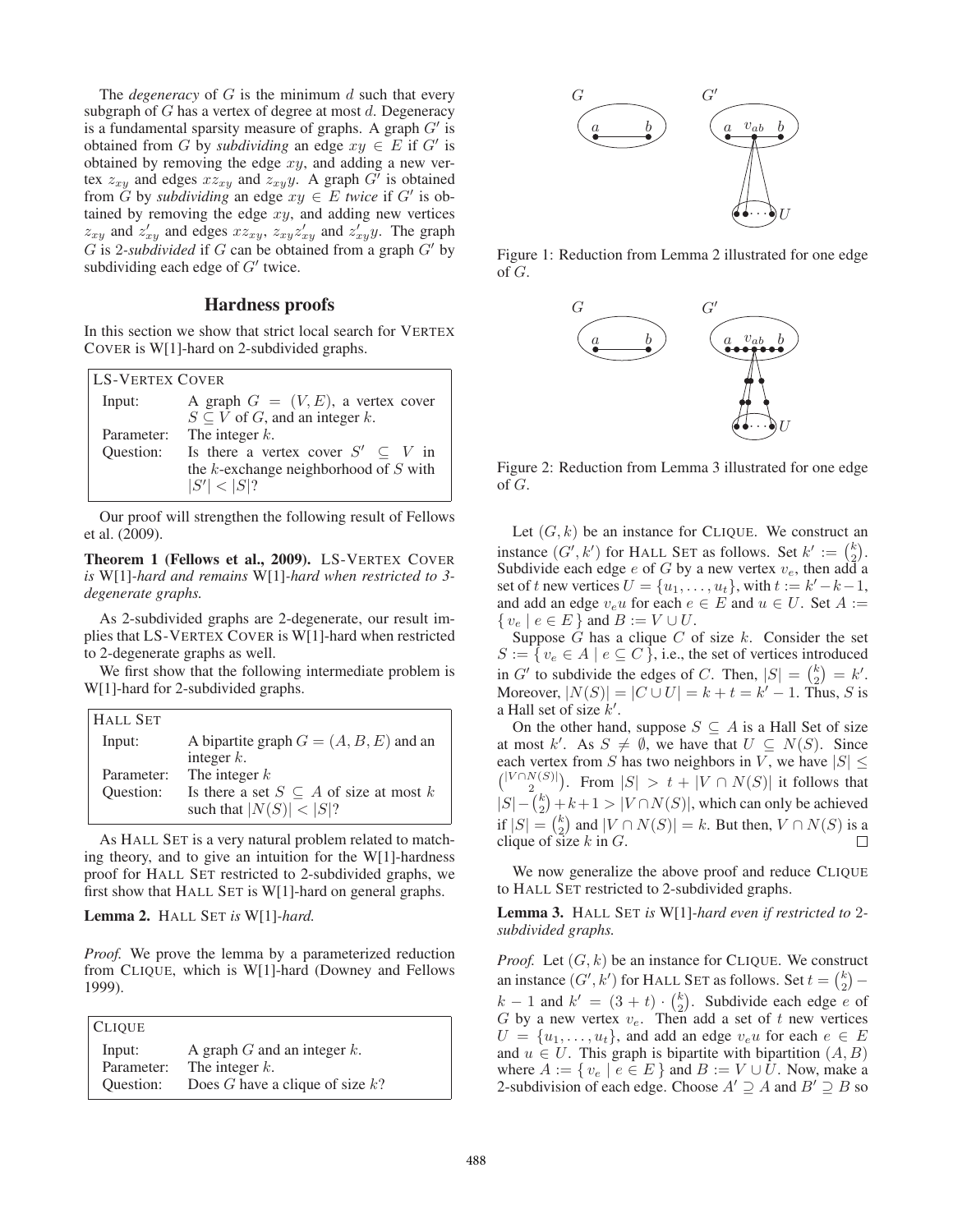The *degeneracy* of $G$ is the minimum $d$ such that every subgraph of $G$ has a vertex of degree at most $d$. Degeneracy is a fundamental sparsity measure of graphs. A graph $G'$ is obtained from $G$ by *subdividing* an edge $xy \in E$ if $G'$ is obtained by removing the edge $xy$, and adding a new vertex $z_{xy}$ and edges $xz_{xy}$ and $z_{xy}y$. A graph $G'$ is obtained from $G$ by *subdividing* an edge $xy \in E$ *twice* if $G'$ is obtained by removing the edge $xy$, and adding new vertices $z_{xy}$ and $z'_{xy}$ and edges $xz_{xy}$, $z_{xy}z'_{xy}$ and $z'_{xy}y$. The graph $G$ is 2-*subdivided* if $G$ can be obtained from a graph $G'$ by subdividing each edge of $G'$ twice.

## Hardness proofs

In this section we show that strict local search for VERTEX COVER is W[1]-hard on 2-subdivided graphs.

| LS-VERTEX COVER | |
|---|---|
| Input: | A graph $G = (V, E)$, a vertex cover $S \subseteq V$ of $G$, and an integer $k$. |
| Parameter: | The integer $k$. |
| Question: | Is there a vertex cover $S' \subseteq V$ in the $k$-exchange neighborhood of $S$ with $\|S'\| < \|S\|$? |

Our proof will strengthen the following result of Fellows et al. (2009).

**Theorem 1 (Fellows et al., 2009).** *LS-VERTEX COVER is W[1]-hard and remains W[1]-hard when restricted to 3-degenerate graphs.*

As 2-subdivided graphs are 2-degenerate, our result implies that LS-VERTEX COVER is W[1]-hard when restricted to 2-degenerate graphs as well.

We first show that the following intermediate problem is W[1]-hard for 2-subdivided graphs.

| HALL SET | |
|---|---|
| Input: | A bipartite graph $G = (A, B, E)$ and an integer $k$. |
| Parameter: | The integer $k$ |
| Question: | Is there a set $S \subseteq A$ of size at most $k$ such that $\|N(S)\| < \|S\|$? |

As HALL SET is a very natural problem related to matching theory, and to give an intuition for the W[1]-hardness proof for HALL SET restricted to 2-subdivided graphs, we first show that HALL SET is W[1]-hard on general graphs.

**Lemma 2.** HALL SET *is* W[1]*-hard.*

*Proof.* We prove the lemma by a parameterized reduction from CLIQUE, which is W[1]-hard (Downey and Fellows 1999).

| CLIQUE | |
|---|---|
| Input: | A graph $G$ and an integer $k$. |
| Parameter: | The integer $k$. |
| Question: | Does $G$ have a clique of size $k$? |

Figure 1: Reduction from Lemma 2 illustrated for one edge of $G$.

Figure 2: Reduction from Lemma 3 illustrated for one edge of $G$.

Let $(G, k)$ be an instance for CLIQUE. We construct an instance $(G', k')$ for HALL SET as follows. Set $k' := \binom{k}{2}$. Subdivide each edge $e$ of $G$ by a new vertex $v_e$, then add a set of $t$ new vertices $U = \{u_1, \ldots, u_t\}$, with $t := k' - k - 1$, and add an edge $v_e u$ for each $e \in E$ and $u \in U$. Set $A := \{ v_e \mid e \in E \}$ and $B := V \cup U$.

Suppose $G$ has a clique $C$ of size $k$. Consider the set $S := \{ v_e \in A \mid e \subseteq C \}$, i.e., the set of vertices introduced in $G'$ to subdivide the edges of $C$. Then, $|S| = \binom{k}{2} = k'$. Moreover, $|N(S)| = |C \cup U| = k + t = k' - 1$. Thus, $S$ is a Hall set of size $k'$.

On the other hand, suppose $S \subseteq A$ is a Hall Set of size at most $k'$. As $S \neq \emptyset$, we have that $U \subseteq N(S)$. Since each vertex from $S$ has two neighbors in $V$, we have $|S| \leq \binom{|V \cap N(S)|}{2}$. From $|S| > t + |V \cap N(S)|$ it follows that $|S| - \binom{k}{2} + k + 1 > |V \cap N(S)|$, which can only be achieved if $|S| = \binom{k}{2}$ and $|V \cap N(S)| = k$. But then, $V \cap N(S)$ is a clique of size $k$ in $G$. $\square$

We now generalize the above proof and reduce CLIQUE to HALL SET restricted to 2-subdivided graphs.

**Lemma 3.** HALL SET *is* W[1]*-hard even if restricted to* 2*-subdivided graphs.*

*Proof.* Let $(G, k)$ be an instance for CLIQUE. We construct an instance $(G', k')$ for HALL SET as follows. Set $t = \binom{k}{2} - k - 1$ and $k' = (3 + t) \cdot \binom{k}{2}$. Subdivide each edge $e$ of $G$ by a new vertex $v_e$. Then add a set of $t$ new vertices $U = \{u_1, \ldots, u_t\}$, and add an edge $v_e u$ for each $e \in E$ and $u \in U$. This graph is bipartite with bipartition $(A, B)$ where $A := \{ v_e \mid e \in E \}$ and $B := V \cup U$. Now, make a 2-subdivision of each edge. Choose $A' \supseteq A$ and $B' \supseteq B$ so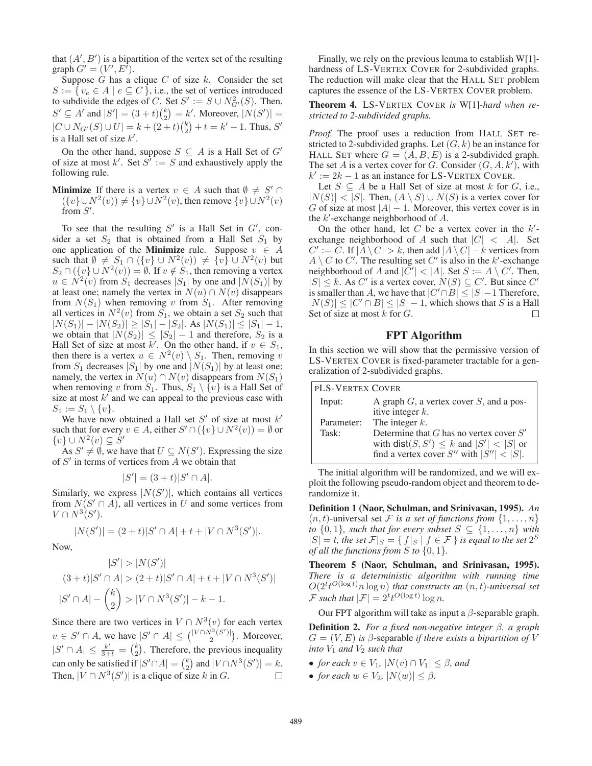that $(A', B')$ is a bipartition of the vertex set of the resulting graph $G' = (V', E')$.

Suppose $G$ has a clique $C$ of size $k$. Consider the set $S := \{ v_e \in A \mid e \subseteq C \}$, i.e., the set of vertices introduced to subdivide the edges of $C$. Set $S' := S \cup N^2_{G'}(S)$. Then, $S' \subseteq A'$ and $|S'| = (3+t)\binom{k}{2} = k'$. Moreover, $|N(S')| = |C \cup N_{G'}(S) \cup U| = k + (2+t)\binom{k}{2} + t = k' - 1$. Thus, $S'$ is a Hall set of size $k'$.

On the other hand, suppose $S \subseteq A$ is a Hall Set of $G'$ of size at most $k'$. Set $S' := S$ and exhaustively apply the following rule.

**Minimize** If there is a vertex $v \in A$ such that $\emptyset \neq S' \cap (\{v\} \cup N^2(v)) \neq \{v\} \cup N^2(v)$, then remove $\{v\} \cup N^2(v)$ from $S'$.

To see that the resulting $S'$ is a Hall Set in $G'$, consider a set $S_2$ that is obtained from a Hall Set $S_1$ by one application of the **Minimize** rule. Suppose $v \in A$ such that $\emptyset \neq S_1 \cap (\{v\} \cup N^2(v)) \neq \{v\} \cup N^2(v)$ but $S_2 \cap (\{v\} \cup N^2(v)) = \emptyset$. If $v \notin S_1$, then removing a vertex $u \in N^2(v)$ from $S_1$ decreases $|S_1|$ by one and $|N(S_1)|$ by at least one; namely the vertex in $N(u) \cap N(v)$ disappears from $N(S_1)$ when removing $v$ from $S_1$. After removing all vertices in $N^2(v)$ from $S_1$, we obtain a set $S_2$ such that $|N(S_1)| - |N(S_2)| \geq |S_1| - |S_2|$. As $|N(S_1)| \leq |S_1| - 1$, we obtain that $|N(S_2)| \leq |S_2| - 1$ and therefore, $S_2$ is a Hall Set of size at most $k'$. On the other hand, if $v \in S_1$, then there is a vertex $u \in N^2(v) \setminus S_1$. Then, removing $v$ from $S_1$ decreases $|S_1|$ by one and $|N(S_1)|$ by at least one; namely, the vertex in $N(u) \cap N(v)$ disappears from $N(S_1)$ when removing $v$ from $S_1$. Thus, $S_1 \setminus \{v\}$ is a Hall Set of size at most $k'$ and we can appeal to the previous case with $S_1 := S_1 \setminus \{v\}$.

We have now obtained a Hall set $S'$ of size at most $k'$ such that for every $v \in A$, either $S' \cap (\{v\} \cup N^2(v)) = \emptyset$ or $\{v\} \cup N^2(v) \subseteq S'$

As $S' \neq \emptyset$, we have that $U \subseteq N(S')$. Expressing the size of $S'$ in terms of vertices from $A$ we obtain that

$$|S'| = (3+t)|S' \cap A|.$$

Similarly, we express $|N(S')|$, which contains all vertices from $N(S' \cap A)$, all vertices in $U$ and some vertices from $V \cap N^3(S')$.

$$|N(S')| = (2+t)|S' \cap A| + t + |V \cap N^3(S')|.$$

Now,

$$\begin{aligned}
|S'| &> |N(S')| \\
(3+t)|S' \cap A| &> (2+t)|S' \cap A| + t + |V \cap N^3(S')| \\
|S' \cap A| - \binom{k}{2} &> |V \cap N^3(S')| - k - 1.
\end{aligned}$$

Since there are two vertices in $V \cap N^3(v)$ for each vertex $v \in S' \cap A$, we have $|S' \cap A| \leq \binom{|V \cap N^3(S')|}{2}$. Moreover, $|S' \cap A| \leq \frac{k'}{3+t} = \binom{k}{2}$. Therefore, the previous inequality can only be satisfied if $|S' \cap A| = \binom{k}{2}$ and $|V \cap N^3(S')| = k$. Then, $|V \cap N^3(S')|$ is a clique of size $k$ in $G$. $\square$

Finally, we rely on the previous lemma to establish W[1]-hardness of LS-VERTEX COVER for 2-subdivided graphs. The reduction will make clear that the HALL SET problem captures the essence of the LS-VERTEX COVER problem.

**Theorem 4.** LS-VERTEX COVER *is* W[1]*-hard when restricted to 2-subdivided graphs.*

*Proof.* The proof uses a reduction from HALL SET restricted to 2-subdivided graphs. Let $(G, k)$ be an instance for HALL SET where $G = (A, B, E)$ is a 2-subdivided graph. The set $A$ is a vertex cover for $G$. Consider $(G, A, k')$, with $k' := 2k - 1$ as an instance for LS-VERTEX COVER.

Let $S \subseteq A$ be a Hall Set of size at most $k$ for $G$, i.e., $|N(S)| < |S|$. Then, $(A \setminus S) \cup N(S)$ is a vertex cover for $G$ of size at most $|A| - 1$. Moreover, this vertex cover is in the $k'$-exchange neighborhood of $A$.

On the other hand, let $C$ be a vertex cover in the $k'$-exchange neighborhood of $A$ such that $|C| < |A|$. Set $C' := C$. If $|A \setminus C| > k$, then add $|A \setminus C| - k$ vertices from $A \setminus C$ to $C'$. The resulting set $C'$ is also in the $k'$-exchange neighborhood of $A$ and $|C'| < |A|$. Set $S := A \setminus C'$. Then, $|S| \leq k$. As $C'$ is a vertex cover, $N(S) \subseteq C'$. But since $C'$ is smaller than $A$, we have that $|C' \cap B| \leq |S| - 1$ Therefore, $|N(S)| \leq |C' \cap B| \leq |S| - 1$, which shows that $S$ is a Hall Set of size at most $k$ for $G$. $\square$

## FPT Algorithm

In this section we will show that the permissive version of LS-VERTEX COVER is fixed-parameter tractable for a generalization of 2-subdivided graphs.

| PLS-VERTEX COVER | |
|---|---|
| Input: | A graph $G$, a vertex cover $S$, and a positive integer $k$. |
| Parameter: | The integer $k$. |
| Task: | Determine that $G$ has no vertex cover $S'$ with $\mathsf{dist}(S, S') \leq k$ and $|S'| < |S|$ or find a vertex cover $S''$ with $|S''| < |S|$. |

The initial algorithm will be randomized, and we will exploit the following pseudo-random object and theorem to derandomize it.

**Definition 1 (Naor, Schulman, and Srinivasan, 1995).** *An $(n, t)$-universal set $\mathcal{F}$ is a set of functions from $\{1, \ldots, n\}$ to $\{0, 1\}$, such that for every subset $S \subseteq \{1, \ldots, n\}$ with $|S| = t$, the set $\mathcal{F}|_S = \{ f|_S \mid f \in \mathcal{F} \}$ is equal to the set $2^S$ of all the functions from $S$ to $\{0, 1\}$.*

**Theorem 5 (Naor, Schulman, and Srinivasan, 1995).** *There is a deterministic algorithm with running time $O(2^t t^{O(\log t)} n \log n)$ that constructs an $(n, t)$-universal set $\mathcal{F}$ such that $|\mathcal{F}| = 2^t t^{O(\log t)} \log n$.*

Our FPT algorithm will take as input a $\beta$-separable graph.

**Definition 2.** *For a fixed non-negative integer $\beta$, a graph $G = (V, E)$ is* $\beta$-separable *if there exists a bipartition of $V$ into $V_1$ and $V_2$ such that*

- *for each $v \in V_1$, $|N(v) \cap V_1| \leq \beta$, and*
- *for each $w \in V_2$, $|N(w)| \leq \beta$.*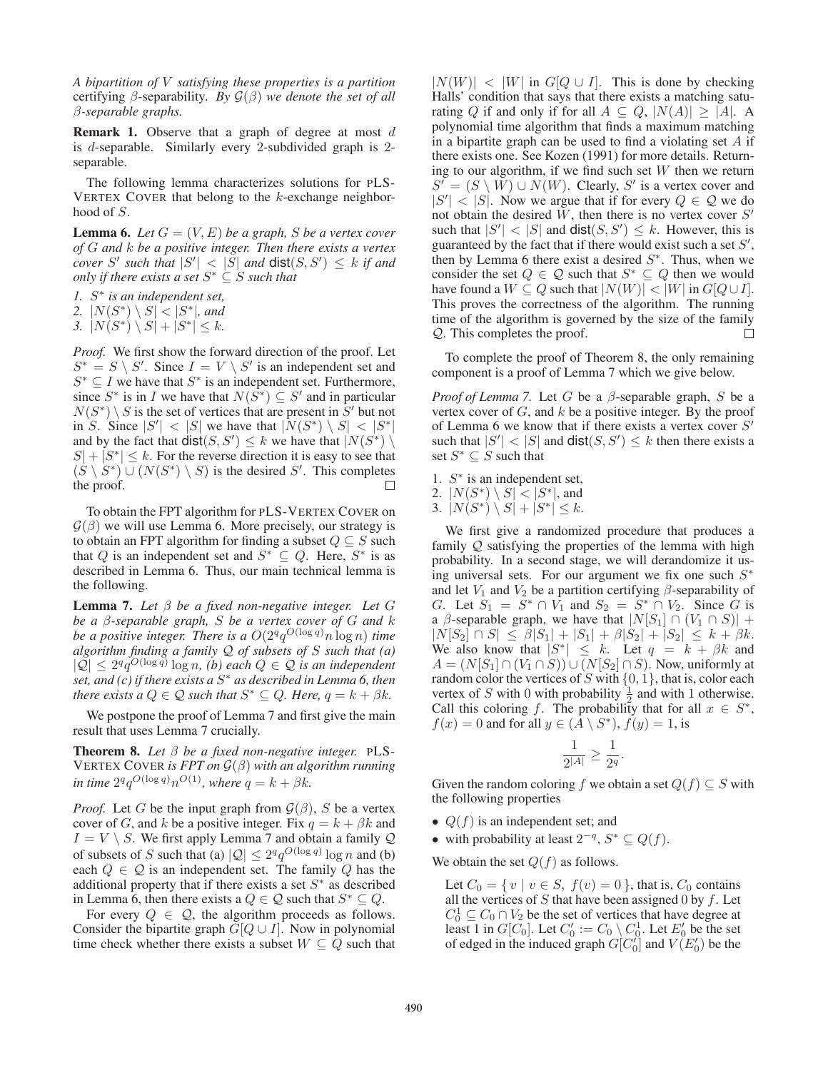*A bipartition of $V$ satisfying these properties is a partition* certifying $\beta$-separability. *By $\mathcal{G}(\beta)$ we denote the set of all $\beta$-separable graphs.*

**Remark 1.** Observe that a graph of degree at most $d$ is $d$-separable. Similarly every 2-subdivided graph is 2-separable.

The following lemma characterizes solutions for pLS-Vertex Cover that belong to the $k$-exchange neighborhood of $S$.

**Lemma 6.** *Let $G = (V, E)$ be a graph, $S$ be a vertex cover of $G$ and $k$ be a positive integer. Then there exists a vertex cover $S'$ such that $|S'| < |S|$ and $\mathsf{dist}(S, S') \leq k$ if and only if there exists a set $S^* \subseteq S$ such that*

1. *$S^*$ is an independent set,*
2. *$|N(S^*) \setminus S| < |S^*|$, and*
3. *$|N(S^*) \setminus S| + |S^*| \leq k$.*

*Proof.* We first show the forward direction of the proof. Let $S^* = S \setminus S'$. Since $I = V \setminus S'$ is an independent set and $S^* \subseteq I$ we have that $S^*$ is an independent set. Furthermore, since $S^*$ is in $I$ we have that $N(S^*) \subseteq S'$ and in particular $N(S^*) \setminus S$ is the set of vertices that are present in $S'$ but not in $S$. Since $|S'| < |S|$ we have that $|N(S^*) \setminus S| < |S^*|$ and by the fact that $\mathsf{dist}(S, S') \leq k$ we have that $|N(S^*) \setminus S| + |S^*| \leq k$. For the reverse direction it is easy to see that $(S \setminus S^*) \cup (N(S^*) \setminus S)$ is the desired $S'$. This completes the proof. □

To obtain the FPT algorithm for pLS-Vertex Cover on $\mathcal{G}(\beta)$ we will use Lemma 6. More precisely, our strategy is to obtain an FPT algorithm for finding a subset $Q \subseteq S$ such that $Q$ is an independent set and $S^* \subseteq Q$. Here, $S^*$ is as described in Lemma 6. Thus, our main technical lemma is the following.

**Lemma 7.** *Let $\beta$ be a fixed non-negative integer. Let $G$ be a $\beta$-separable graph, $S$ be a vertex cover of $G$ and $k$ be a positive integer. There is a $O(2^q q^{O(\log q)} n \log n)$ time algorithm finding a family $\mathcal{Q}$ of subsets of $S$ such that (a) $|\mathcal{Q}| \leq 2^q q^{O(\log q)} \log n$, (b) each $Q \in \mathcal{Q}$ is an independent set, and (c) if there exists a $S^*$ as described in Lemma 6, then there exists a $Q \in \mathcal{Q}$ such that $S^* \subseteq Q$. Here, $q = k + \beta k$.*

We postpone the proof of Lemma 7 and first give the main result that uses Lemma 7 crucially.

**Theorem 8.** *Let $\beta$ be a fixed non-negative integer.* pLS-Vertex Cover *is FPT on $\mathcal{G}(\beta)$ with an algorithm running in time $2^q q^{O(\log q)} n^{O(1)}$, where $q = k + \beta k$.*

*Proof.* Let $G$ be the input graph from $\mathcal{G}(\beta)$, $S$ be a vertex cover of $G$, and $k$ be a positive integer. Fix $q = k + \beta k$ and $I = V \setminus S$. We first apply Lemma 7 and obtain a family $\mathcal{Q}$ of subsets of $S$ such that (a) $|\mathcal{Q}| \leq 2^q q^{O(\log q)} \log n$ and (b) each $Q \in \mathcal{Q}$ is an independent set. The family $Q$ has the additional property that if there exists a set $S^*$ as described in Lemma 6, then there exists a $Q \in \mathcal{Q}$ such that $S^* \subseteq Q$.

For every $Q \in \mathcal{Q}$, the algorithm proceeds as follows. Consider the bipartite graph $G[Q \cup I]$. Now in polynomial time check whether there exists a subset $W \subseteq Q$ such that $|N(W)| < |W|$ in $G[Q \cup I]$. This is done by checking Halls' condition that says that there exists a matching saturating $Q$ if and only if for all $A \subseteq Q$, $|N(A)| \geq |A|$. A polynomial time algorithm that finds a maximum matching in a bipartite graph can be used to find a violating set $A$ if there exists one. See Kozen (1991) for more details. Returning to our algorithm, if we find such set $W$ then we return $S' = (S \setminus W) \cup N(W)$. Clearly, $S'$ is a vertex cover and $|S'| < |S|$. Now we argue that if for every $Q \in \mathcal{Q}$ we do not obtain the desired $W$, then there is no vertex cover $S'$ such that $|S'| < |S|$ and $\mathsf{dist}(S, S') \leq k$. However, this is guaranteed by the fact that if there would exist such a set $S'$, then by Lemma 6 there exist a desired $S^*$. Thus, when we consider the set $Q \in \mathcal{Q}$ such that $S^* \subseteq Q$ then we would have found a $W \subseteq Q$ such that $|N(W)| < |W|$ in $G[Q \cup I]$. This proves the correctness of the algorithm. The running time of the algorithm is governed by the size of the family $\mathcal{Q}$. This completes the proof. □

To complete the proof of Theorem 8, the only remaining component is a proof of Lemma 7 which we give below.

*Proof of Lemma 7.* Let $G$ be a $\beta$-separable graph, $S$ be a vertex cover of $G$, and $k$ be a positive integer. By the proof of Lemma 6 we know that if there exists a vertex cover $S'$ such that $|S'| < |S|$ and $\mathsf{dist}(S, S') \leq k$ then there exists a set $S^* \subseteq S$ such that

1. $S^*$ is an independent set,
2. $|N(S^*) \setminus S| < |S^*|$, and
3. $|N(S^*) \setminus S| + |S^*| \leq k$.

We first give a randomized procedure that produces a family $\mathcal{Q}$ satisfying the properties of the lemma with high probability. In a second stage, we will derandomize it using universal sets. For our argument we fix one such $S^*$ and let $V_1$ and $V_2$ be a partition certifying $\beta$-separability of $G$. Let $S_1 = S^* \cap V_1$ and $S_2 = S^* \cap V_2$. Since $G$ is a $\beta$-separable graph, we have that $|N[S_1] \cap (V_1 \cap S)| + |N[S_2] \cap S| \leq \beta|S_1| + |S_1| + \beta|S_2| + |S_2| \leq k + \beta k$. We also know that $|S^*| \leq k$. Let $q = k + \beta k$ and $A = (N[S_1] \cap (V_1 \cap S)) \cup (N[S_2] \cap S)$. Now, uniformly at random color the vertices of $S$ with $\{0, 1\}$, that is, color each vertex of $S$ with 0 with probability $\frac{1}{2}$ and with 1 otherwise. Call this coloring $f$. The probability that for all $x \in S^*$, $f(x) = 0$ and for all $y \in (A \setminus S^*)$, $f(y) = 1$, is

$$\frac{1}{2^{|A|}} \geq \frac{1}{2^q}.$$

Given the random coloring $f$ we obtain a set $Q(f) \subseteq S$ with the following properties

- $Q(f)$ is an independent set; and
- with probability at least $2^{-q}$, $S^* \subseteq Q(f)$.

We obtain the set $Q(f)$ as follows.

Let $C_0 = \{ v \mid v \in S,\ f(v) = 0 \}$, that is, $C_0$ contains all the vertices of $S$ that have been assigned 0 by $f$. Let $C_0^1 \subseteq C_0 \cap V_2$ be the set of vertices that have degree at least 1 in $G[C_0]$. Let $C_0' := C_0 \setminus C_0^1$. Let $E_0'$ be the set of edged in the induced graph $G[C_0']$ and $V(E_0')$ be the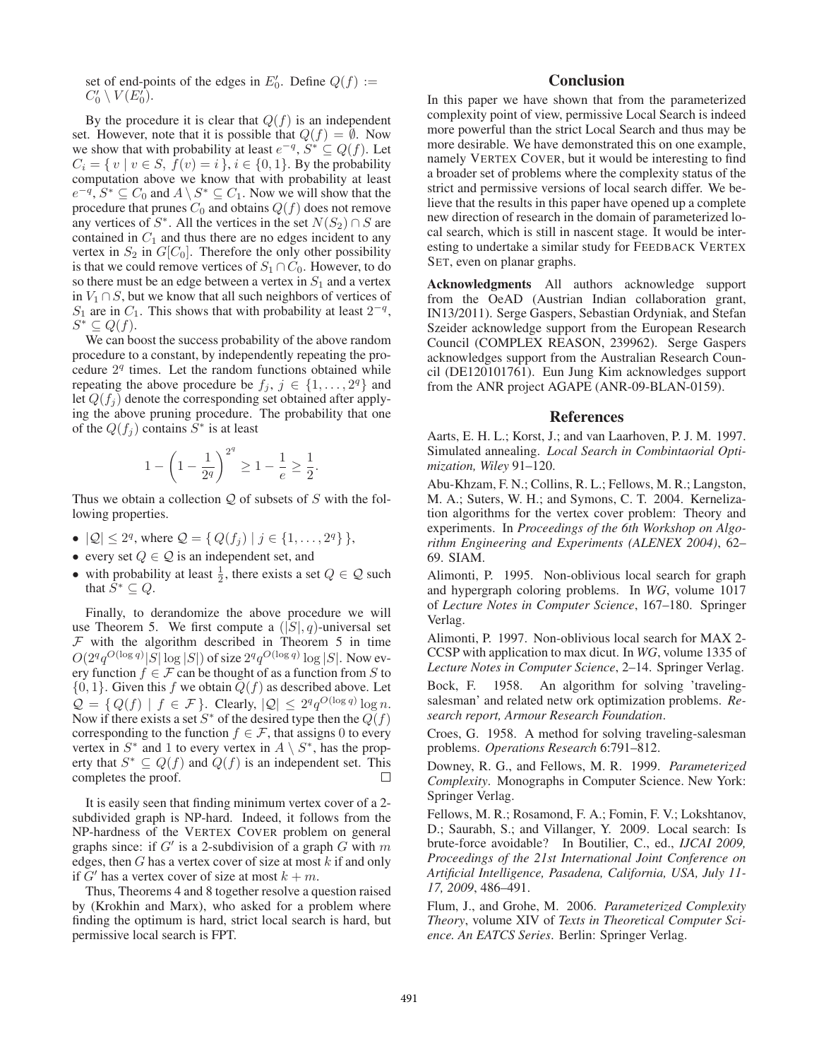set of end-points of the edges in $E'_0$. Define $Q(f) := C'_0 \setminus V(E'_0)$.

By the procedure it is clear that $Q(f)$ is an independent set. However, note that it is possible that $Q(f) = \emptyset$. Now we show that with probability at least $e^{-q}$, $S^* \subseteq Q(f)$. Let $C_i = \{ v \mid v \in S, f(v) = i \}, i \in \{0, 1\}$. By the probability computation above we know that with probability at least $e^{-q}$, $S^* \subseteq C_0$ and $A \setminus S^* \subseteq C_1$. Now we will show that the procedure that prunes $C_0$ and obtains $Q(f)$ does not remove any vertices of $S^*$. All the vertices in the set $N(S_2) \cap S$ are contained in $C_1$ and thus there are no edges incident to any vertex in $S_2$ in $G[C_0]$. Therefore the only other possibility is that we could remove vertices of $S_1 \cap C_0$. However, to do so there must be an edge between a vertex in $S_1$ and a vertex in $V_1 \cap S$, but we know that all such neighbors of vertices of $S_1$ are in $C_1$. This shows that with probability at least $2^{-q}$, $S^* \subseteq Q(f)$.

We can boost the success probability of the above random procedure to a constant, by independently repeating the procedure $2^q$ times. Let the random functions obtained while repeating the above procedure be $f_j$, $j \in \{1, \ldots, 2^q\}$ and let $Q(f_j)$ denote the corresponding set obtained after applying the above pruning procedure. The probability that one of the $Q(f_j)$ contains $S^*$ is at least

$$1 - \left(1 - \frac{1}{2^q}\right)^{2^q} \geq 1 - \frac{1}{e} \geq \frac{1}{2}.$$

Thus we obtain a collection $\mathcal{Q}$ of subsets of $S$ with the following properties.

- $|\mathcal{Q}| \leq 2^q$, where $\mathcal{Q} = \{ Q(f_j) \mid j \in \{1, \ldots, 2^q\} \}$,
- every set $Q \in \mathcal{Q}$ is an independent set, and
- with probability at least $\frac{1}{2}$, there exists a set $Q \in \mathcal{Q}$ such that $S^* \subseteq Q$.

Finally, to derandomize the above procedure we will use Theorem 5. We first compute a $(|S|, q)$-universal set $\mathcal{F}$ with the algorithm described in Theorem 5 in time $O(2^q q^{O(\log q)}|S| \log |S|)$ of size $2^q q^{O(\log q)} \log |S|$. Now every function $f \in \mathcal{F}$ can be thought of as a function from $S$ to $\{0, 1\}$. Given this $f$ we obtain $Q(f)$ as described above. Let $\mathcal{Q} = \{ Q(f) \mid f \in \mathcal{F} \}$. Clearly, $|\mathcal{Q}| \leq 2^q q^{O(\log q)} \log n$. Now if there exists a set $S^*$ of the desired type then the $Q(f)$ corresponding to the function $f \in \mathcal{F}$, that assigns 0 to every vertex in $S^*$ and 1 to every vertex in $A \setminus S^*$, has the property that $S^* \subseteq Q(f)$ and $Q(f)$ is an independent set. This completes the proof. $\square$

It is easily seen that finding minimum vertex cover of a 2-subdivided graph is NP-hard. Indeed, it follows from the NP-hardness of the VERTEX COVER problem on general graphs since: if $G'$ is a 2-subdivision of a graph $G$ with $m$ edges, then $G$ has a vertex cover of size at most $k$ if and only if $G'$ has a vertex cover of size at most $k + m$.

Thus, Theorems 4 and 8 together resolve a question raised by (Krokhin and Marx), who asked for a problem where finding the optimum is hard, strict local search is hard, but permissive local search is FPT.

## Conclusion

In this paper we have shown that from the parameterized complexity point of view, permissive Local Search is indeed more powerful than the strict Local Search and thus may be more desirable. We have demonstrated this on one example, namely VERTEX COVER, but it would be interesting to find a broader set of problems where the complexity status of the strict and permissive versions of local search differ. We believe that the results in this paper have opened up a complete new direction of research in the domain of parameterized local search, which is still in nascent stage. It would be interesting to undertake a similar study for FEEDBACK VERTEX SET, even on planar graphs.

**Acknowledgments** All authors acknowledge support from the OeAD (Austrian Indian collaboration grant, IN13/2011). Serge Gaspers, Sebastian Ordyniak, and Stefan Szeider acknowledge support from the European Research Council (COMPLEX REASON, 239962). Serge Gaspers acknowledges support from the Australian Research Council (DE120101761). Eun Jung Kim acknowledges support from the ANR project AGAPE (ANR-09-BLAN-0159).

## References

Aarts, E. H. L.; Korst, J.; and van Laarhoven, P. J. M. 1997. Simulated annealing. *Local Search in Combintaorial Optimization, Wiley* 91–120.

Abu-Khzam, F. N.; Collins, R. L.; Fellows, M. R.; Langston, M. A.; Suters, W. H.; and Symons, C. T. 2004. Kernelization algorithms for the vertex cover problem: Theory and experiments. In *Proceedings of the 6th Workshop on Algorithm Engineering and Experiments (ALENEX 2004)*, 62–69. SIAM.

Alimonti, P. 1995. Non-oblivious local search for graph and hypergraph coloring problems. In *WG*, volume 1017 of *Lecture Notes in Computer Science*, 167–180. Springer Verlag.

Alimonti, P. 1997. Non-oblivious local search for MAX 2-CCSP with application to max dicut. In *WG*, volume 1335 of *Lecture Notes in Computer Science*, 2–14. Springer Verlag.

Bock, F. 1958. An algorithm for solving 'traveling-salesman' and related netw ork optimization problems. *Research report, Armour Research Foundation*.

Croes, G. 1958. A method for solving traveling-salesman problems. *Operations Research* 6:791–812.

Downey, R. G., and Fellows, M. R. 1999. *Parameterized Complexity*. Monographs in Computer Science. New York: Springer Verlag.

Fellows, M. R.; Rosamond, F. A.; Fomin, F. V.; Lokshtanov, D.; Saurabh, S.; and Villanger, Y. 2009. Local search: Is brute-force avoidable? In Boutilier, C., ed., *IJCAI 2009, Proceedings of the 21st International Joint Conference on Artificial Intelligence, Pasadena, California, USA, July 11-17, 2009*, 486–491.

Flum, J., and Grohe, M. 2006. *Parameterized Complexity Theory*, volume XIV of *Texts in Theoretical Computer Science. An EATCS Series*. Berlin: Springer Verlag.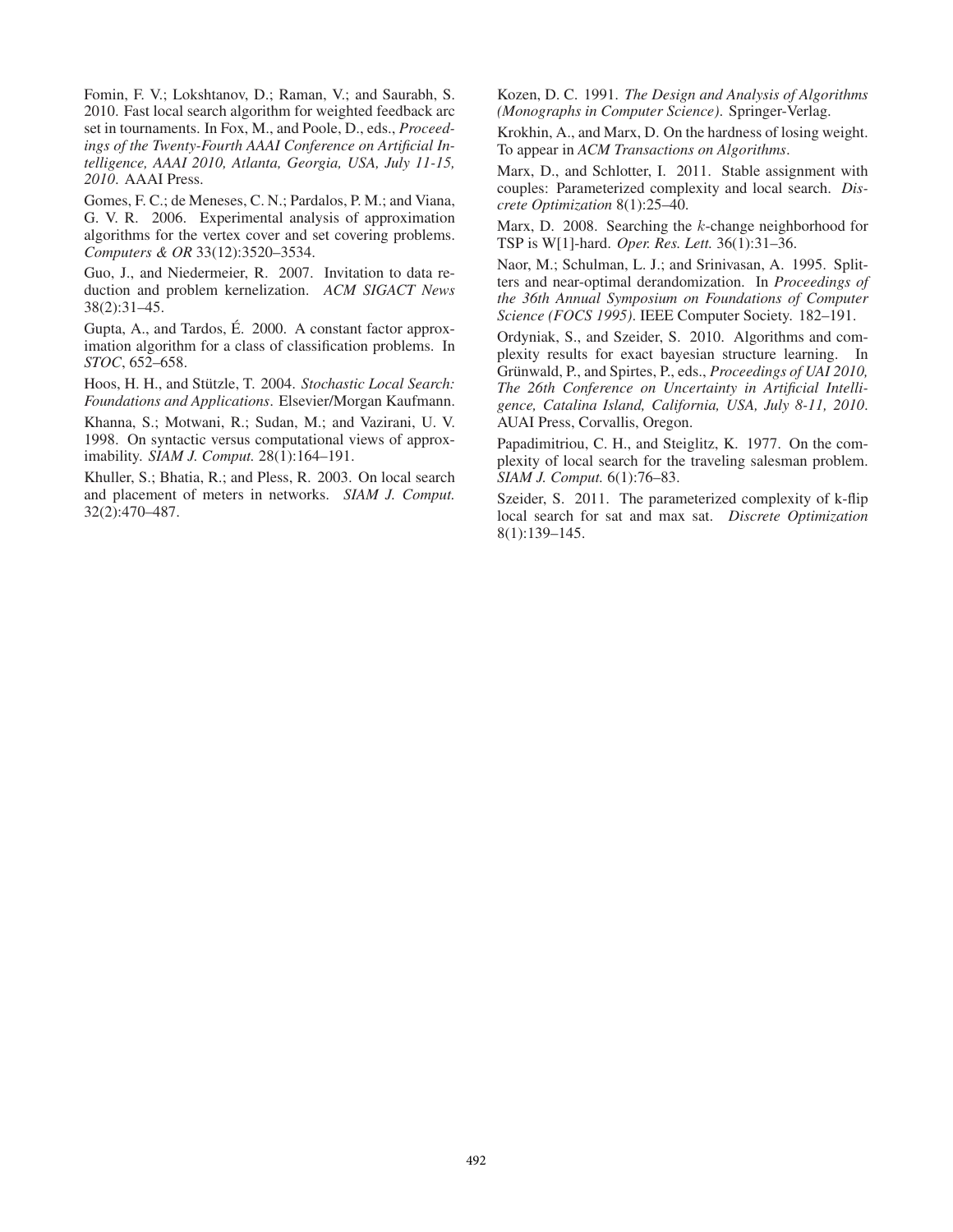Fomin, F. V.; Lokshtanov, D.; Raman, V.; and Saurabh, S. 2010. Fast local search algorithm for weighted feedback arc set in tournaments. In Fox, M., and Poole, D., eds., *Proceedings of the Twenty-Fourth AAAI Conference on Artificial Intelligence, AAAI 2010, Atlanta, Georgia, USA, July 11-15, 2010*. AAAI Press.

Gomes, F. C.; de Meneses, C. N.; Pardalos, P. M.; and Viana, G. V. R. 2006. Experimental analysis of approximation algorithms for the vertex cover and set covering problems. *Computers & OR* 33(12):3520–3534.

Guo, J., and Niedermeier, R. 2007. Invitation to data reduction and problem kernelization. *ACM SIGACT News* 38(2):31–45.

Gupta, A., and Tardos, É. 2000. A constant factor approximation algorithm for a class of classification problems. In *STOC*, 652–658.

Hoos, H. H., and Stützle, T. 2004. *Stochastic Local Search: Foundations and Applications*. Elsevier/Morgan Kaufmann.

Khanna, S.; Motwani, R.; Sudan, M.; and Vazirani, U. V. 1998. On syntactic versus computational views of approximability. *SIAM J. Comput.* 28(1):164–191.

Khuller, S.; Bhatia, R.; and Pless, R. 2003. On local search and placement of meters in networks. *SIAM J. Comput.* 32(2):470–487.

Kozen, D. C. 1991. *The Design and Analysis of Algorithms (Monographs in Computer Science)*. Springer-Verlag.

Krokhin, A., and Marx, D. On the hardness of losing weight. To appear in *ACM Transactions on Algorithms*.

Marx, D., and Schlotter, I. 2011. Stable assignment with couples: Parameterized complexity and local search. *Discrete Optimization* 8(1):25–40.

Marx, D. 2008. Searching the $k$-change neighborhood for TSP is W[1]-hard. *Oper. Res. Lett.* 36(1):31–36.

Naor, M.; Schulman, L. J.; and Srinivasan, A. 1995. Splitters and near-optimal derandomization. In *Proceedings of the 36th Annual Symposium on Foundations of Computer Science (FOCS 1995)*. IEEE Computer Society. 182–191.

Ordyniak, S., and Szeider, S. 2010. Algorithms and complexity results for exact bayesian structure learning. In Grünwald, P., and Spirtes, P., eds., *Proceedings of UAI 2010, The 26th Conference on Uncertainty in Artificial Intelligence, Catalina Island, California, USA, July 8-11, 2010*. AUAI Press, Corvallis, Oregon.

Papadimitriou, C. H., and Steiglitz, K. 1977. On the complexity of local search for the traveling salesman problem. *SIAM J. Comput.* 6(1):76–83.

Szeider, S. 2011. The parameterized complexity of k-flip local search for sat and max sat. *Discrete Optimization* 8(1):139–145.